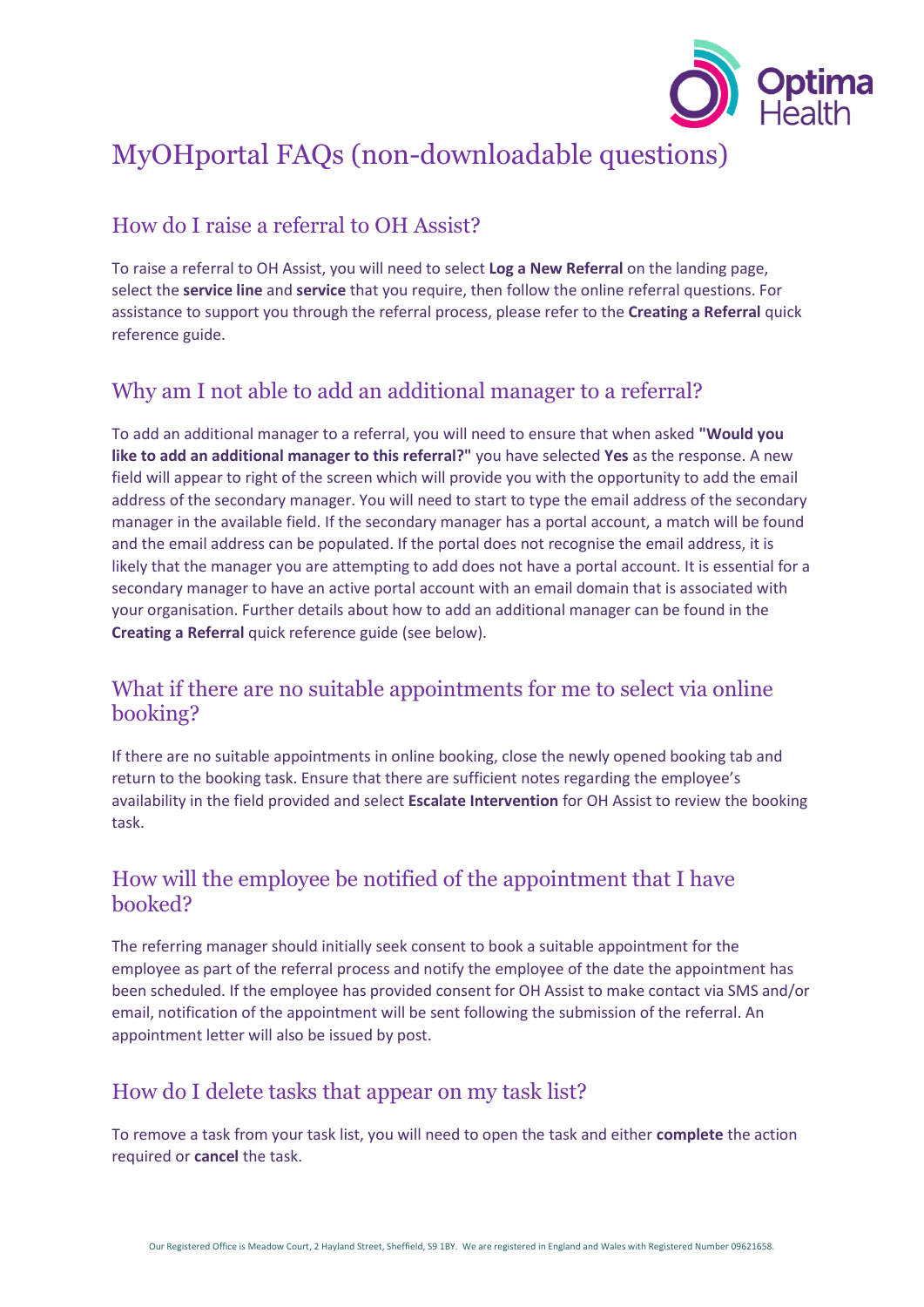# MyOHportal FAQs (non-downloadable questions)

## How do I raise a referral to OH Assist?

To raise a referral to OH Assist, you will need to select **Log a New Referral** on the landing page, select the **service line** and **service** that you require, then follow the online referral questions. For assistance to support you through the referral process, please refer to the **Creating a Referral** quick reference guide.

## Why am I not able to add an additional manager to a referral?

To add an additional manager to a referral, you will need to ensure that when asked **"Would you like to add an additional manager to this referral?"** you have selected **Yes** as the response. A new field will appear to right of the screen which will provide you with the opportunity to add the email address of the secondary manager. You will need to start to type the email address of the secondary manager in the available field. If the secondary manager has a portal account, a match will be found and the email address can be populated. If the portal does not recognise the email address, it is likely that the manager you are attempting to add does not have a portal account. It is essential for a secondary manager to have an active portal account with an email domain that is associated with your organisation. Further details about how to add an additional manager can be found in the **Creating a Referral** quick reference guide (see below).

## What if there are no suitable appointments for me to select via online booking?

If there are no suitable appointments in online booking, close the newly opened booking tab and return to the booking task. Ensure that there are sufficient notes regarding the employee's availability in the field provided and select **Escalate Intervention** for OH Assist to review the booking task.

## How will the employee be notified of the appointment that I have booked?

The referring manager should initially seek consent to book a suitable appointment for the employee as part of the referral process and notify the employee of the date the appointment has been scheduled. If the employee has provided consent for OH Assist to make contact via SMS and/or email, notification of the appointment will be sent following the submission of the referral. An appointment letter will also be issued by post.

## How do I delete tasks that appear on my task list?

To remove a task from your task list, you will need to open the task and either **complete** the action required or **cancel** the task.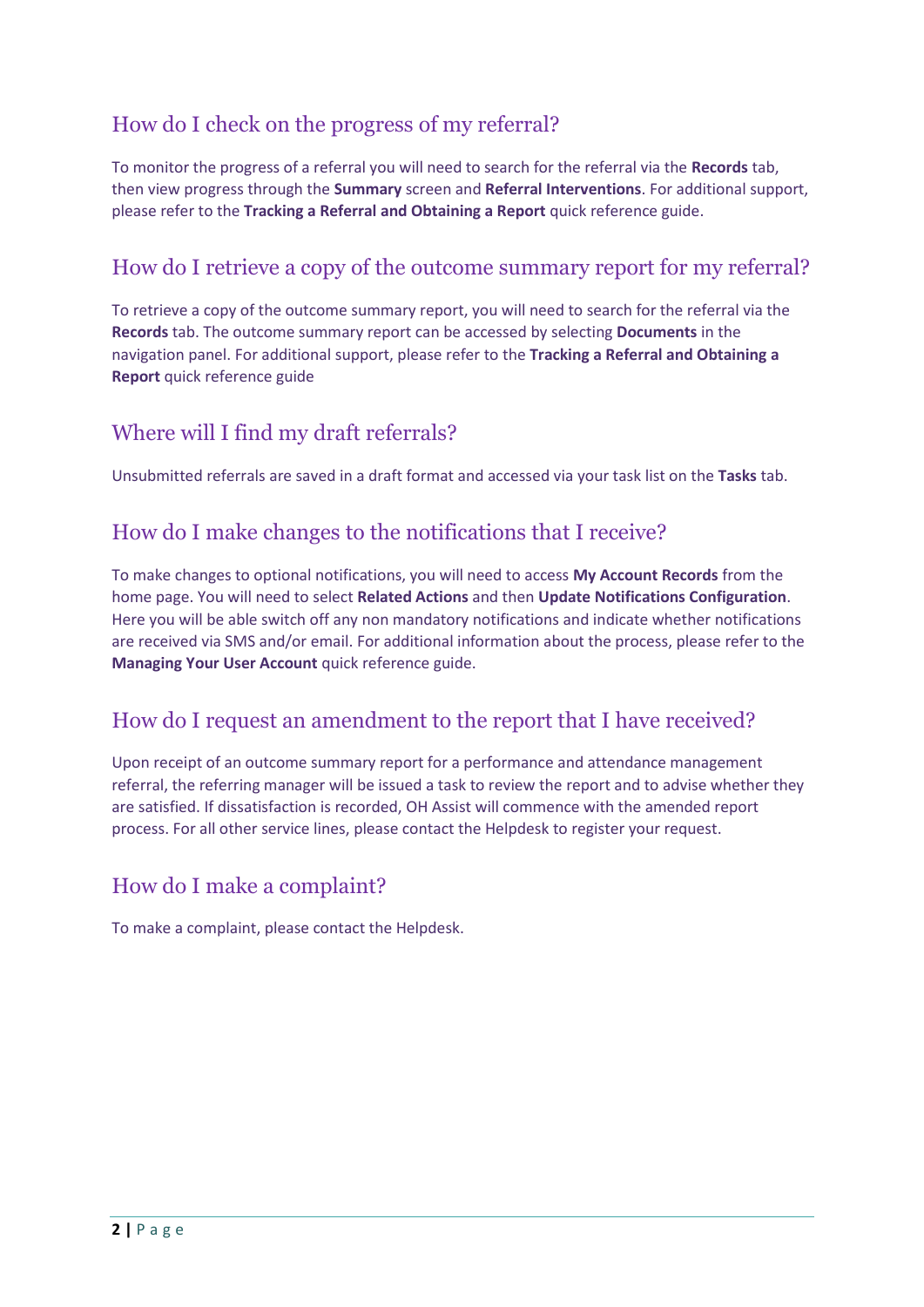## How do I check on the progress of my referral?

To monitor the progress of a referral you will need to search for the referral via the **Records** tab, then view progress through the **Summary** screen and **Referral Interventions**. For additional support, please refer to the **Tracking a Referral and Obtaining a Report** quick reference guide.

## How do I retrieve a copy of the outcome summary report for my referral?

To retrieve a copy of the outcome summary report, you will need to search for the referral via the **Records** tab. The outcome summary report can be accessed by selecting **Documents** in the navigation panel. For additional support, please refer to the **Tracking a Referral and Obtaining a Report** quick reference guide

## Where will I find my draft referrals?

Unsubmitted referrals are saved in a draft format and accessed via your task list on the **Tasks** tab.

## How do I make changes to the notifications that I receive?

To make changes to optional notifications, you will need to access **My Account Records** from the home page. You will need to select **Related Actions** and then **Update Notifications Configuration**. Here you will be able switch off any non mandatory notifications and indicate whether notifications are received via SMS and/or email. For additional information about the process, please refer to the **Managing Your User Account** quick reference guide.

## How do I request an amendment to the report that I have received?

Upon receipt of an outcome summary report for a performance and attendance management referral, the referring manager will be issued a task to review the report and to advise whether they are satisfied. If dissatisfaction is recorded, OH Assist will commence with the amended report process. For all other service lines, please contact the Helpdesk to register your request.

## How do I make a complaint?

To make a complaint, please contact the Helpdesk.